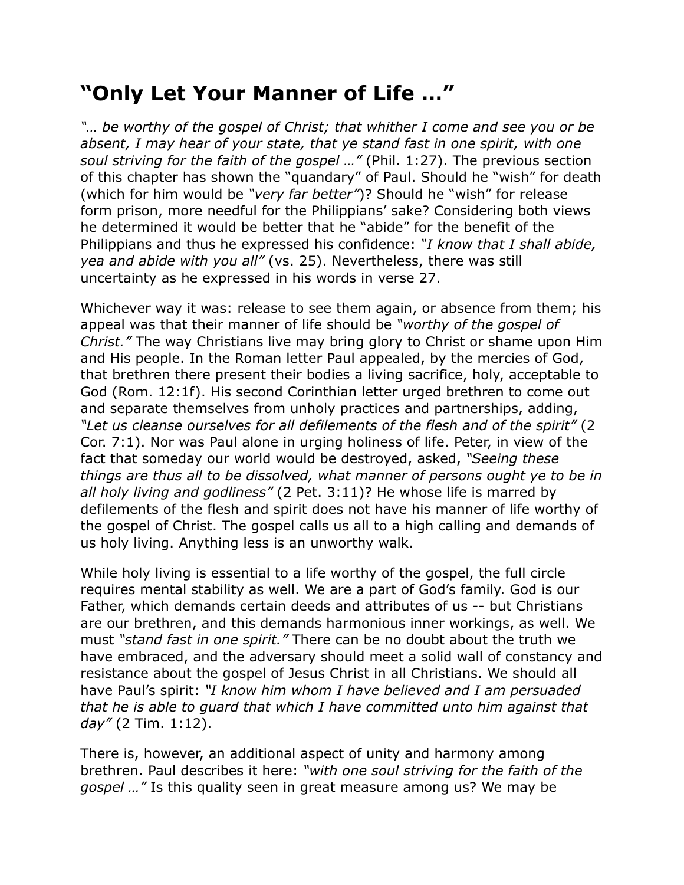## “Only Let Your Manner of Life …”

*“… be worthy of the gospel of Christ; that whither I come and see you or be absent, I may hear of your state, that ye stand fast in one spirit, with one soul striving for the faith of the gospel …”* (Phil. 1:27). The previous section of this chapter has shown the “quandary” of Paul. Should he “wish” for death (which for him would be *“very far better”*)? Should he “wish” for release form prison, more needful for the Philippians’ sake? Considering both views he determined it would be better that he “abide” for the benefit of the Philippians and thus he expressed his confidence: *“I know that I shall abide, yea and abide with you all”* (vs. 25). Nevertheless, there was still uncertainty as he expressed in his words in verse 27.

Whichever way it was: release to see them again, or absence from them; his appeal was that their manner of life should be *“worthy of the gospel of Christ.”* The way Christians live may bring glory to Christ or shame upon Him and His people. In the Roman letter Paul appealed, by the mercies of God, that brethren there present their bodies a living sacrifice, holy, acceptable to God (Rom. 12:1f). His second Corinthian letter urged brethren to come out and separate themselves from unholy practices and partnerships, adding, *“Let us cleanse ourselves for all defilements of the flesh and of the spirit”* (2 Cor. 7:1). Nor was Paul alone in urging holiness of life. Peter, in view of the fact that someday our world would be destroyed, asked, *“Seeing these things are thus all to be dissolved, what manner of persons ought ye to be in all holy living and godliness”* (2 Pet. 3:11)? He whose life is marred by defilements of the flesh and spirit does not have his manner of life worthy of the gospel of Christ. The gospel calls us all to a high calling and demands of us holy living. Anything less is an unworthy walk.

While holy living is essential to a life worthy of the gospel, the full circle requires mental stability as well. We are a part of God’s family. God is our Father, which demands certain deeds and attributes of us -- but Christians are our brethren, and this demands harmonious inner workings, as well. We must *“stand fast in one spirit.”* There can be no doubt about the truth we have embraced, and the adversary should meet a solid wall of constancy and resistance about the gospel of Jesus Christ in all Christians. We should all have Paul’s spirit: *“I know him whom I have believed and I am persuaded that he is able to guard that which I have committed unto him against that day”* (2 Tim. 1:12).

There is, however, an additional aspect of unity and harmony among brethren. Paul describes it here: *“with one soul striving for the faith of the gospel …”* Is this quality seen in great measure among us? We may be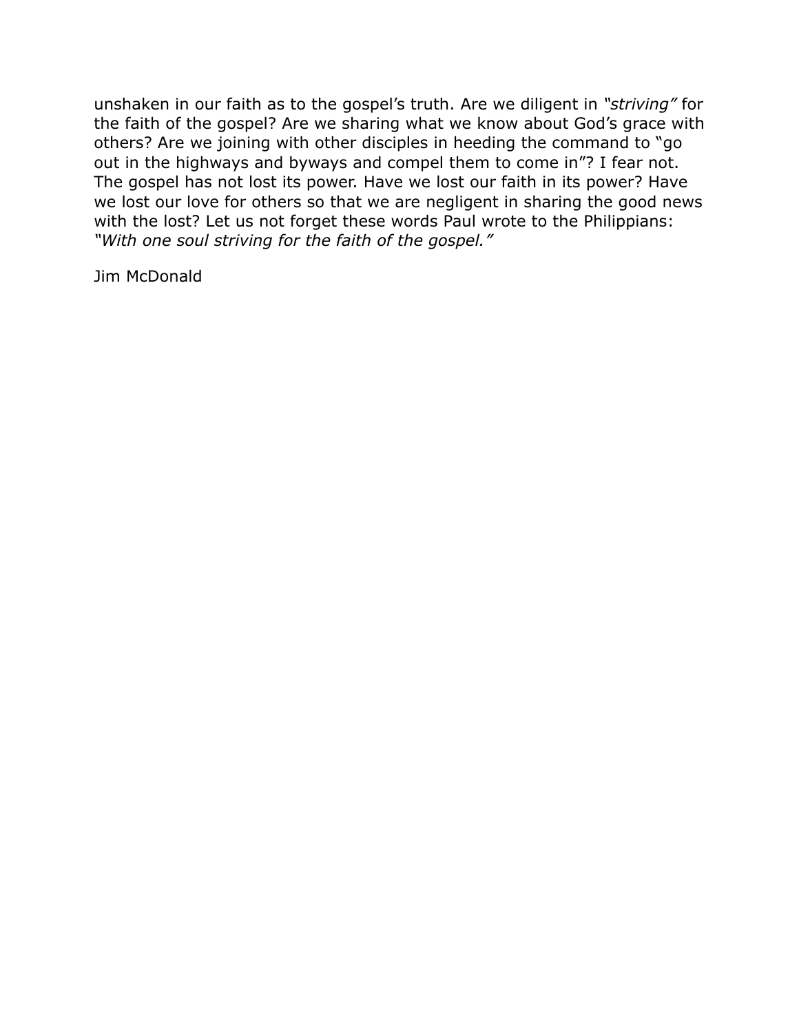unshaken in our faith as to the gospel's truth. Are we diligent in *"striving"* for the faith of the gospel? Are we sharing what we know about God's grace with others? Are we joining with other disciples in heeding the command to "go out in the highways and byways and compel them to come in"? I fear not. The gospel has not lost its power. Have we lost our faith in its power? Have we lost our love for others so that we are negligent in sharing the good news with the lost? Let us not forget these words Paul wrote to the Philippians: *"With one soul striving for the faith of the gospel."*

Jim McDonald